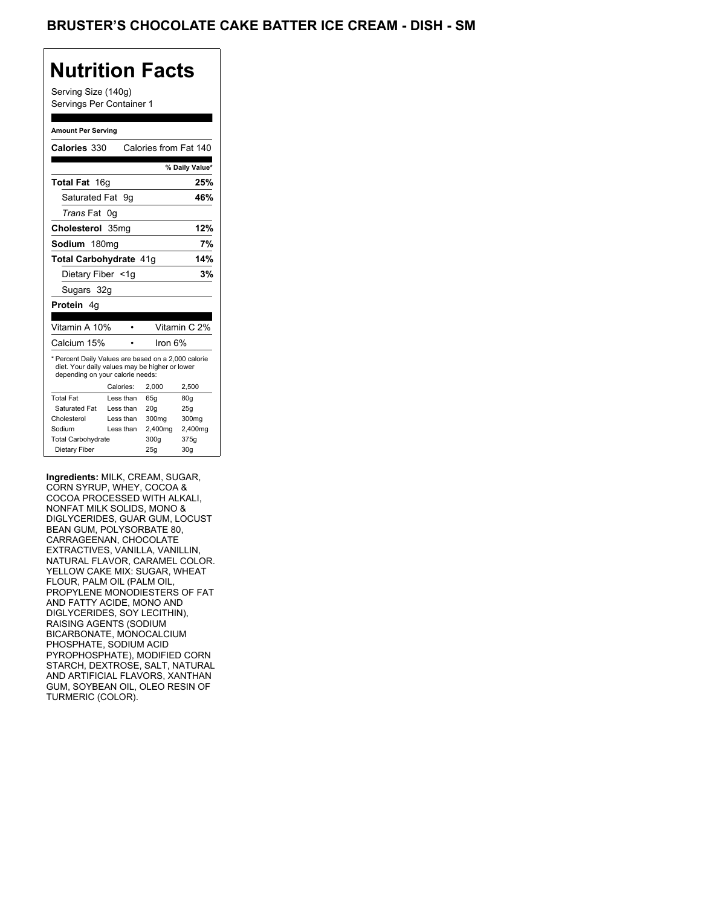# BRUSTER'S CHOCOLATE CAKE BATTER ICE CREAM - DISH - SM

## Nutrition Facts

Serving Size (140g)
Servings Per Container 1

**Amount Per Serving**

**Calories** 330 Calories from Fat 140

| | % Daily Value* |
|---|---|
| **Total Fat** 16g | **25%** |
| Saturated Fat 9g | **46%** |
| *Trans* Fat 0g | |
| **Cholesterol** 35mg | **12%** |
| **Sodium** 180mg | **7%** |
| **Total Carbohydrate** 41g | **14%** |
| Dietary Fiber <1g | **3%** |
| Sugars 32g | |
| **Protein** 4g | |

| | | |
|---|---|---|
| Vitamin A 10% | • | Vitamin C 2% |
| Calcium 15% | • | Iron 6% |

* Percent Daily Values are based on a 2,000 calorie diet. Your daily values may be higher or lower depending on your calorie needs:

| | Calories: | 2,000 | 2,500 |
|---|---|---|---|
| Total Fat | Less than | 65g | 80g |
| Saturated Fat | Less than | 20g | 25g |
| Cholesterol | Less than | 300mg | 300mg |
| Sodium | Less than | 2,400mg | 2,400mg |
| Total Carbohydrate | | 300g | 375g |
| Dietary Fiber | | 25g | 30g |

**Ingredients:** MILK, CREAM, SUGAR, CORN SYRUP, WHEY, COCOA & COCOA PROCESSED WITH ALKALI, NONFAT MILK SOLIDS, MONO & DIGLYCERIDES, GUAR GUM, LOCUST BEAN GUM, POLYSORBATE 80, CARRAGEENAN, CHOCOLATE EXTRACTIVES, VANILLA, VANILLIN, NATURAL FLAVOR, CARAMEL COLOR. YELLOW CAKE MIX: SUGAR, WHEAT FLOUR, PALM OIL (PALM OIL, PROPYLENE MONODIESTERS OF FAT AND FATTY ACIDE, MONO AND DIGLYCERIDES, SOY LECITHIN), RAISING AGENTS (SODIUM BICARBONATE, MONOCALCIUM PHOSPHATE, SODIUM ACID PYROPHOSPHATE), MODIFIED CORN STARCH, DEXTROSE, SALT, NATURAL AND ARTIFICIAL FLAVORS, XANTHAN GUM, SOYBEAN OIL, OLEO RESIN OF TURMERIC (COLOR).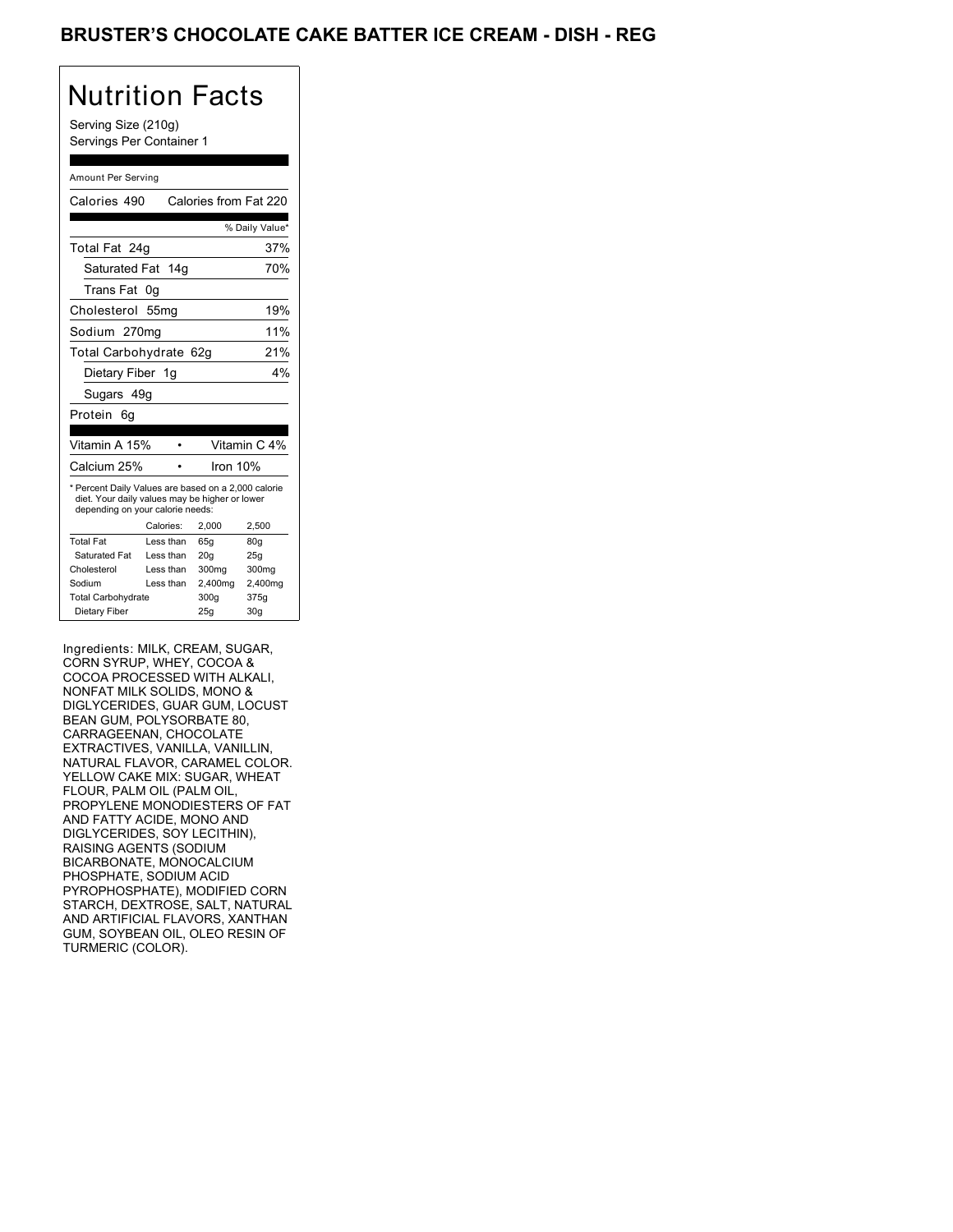# BRUSTER'S CHOCOLATE CAKE BATTER ICE CREAM - DISH - REG

## Nutrition Facts

Serving Size (210g)
Servings Per Container 1

Amount Per Serving

Calories 490 — Calories from Fat 220

| | % Daily Value* |
|---|---|
| Total Fat 24g | 37% |
| Saturated Fat 14g | 70% |
| Trans Fat 0g | |
| Cholesterol 55mg | 19% |
| Sodium 270mg | 11% |
| Total Carbohydrate 62g | 21% |
| Dietary Fiber 1g | 4% |
| Sugars 49g | |
| Protein 6g | |

| | |
|---|---|
| Vitamin A 15% | Vitamin C 4% |
| Calcium 25% | Iron 10% |

* Percent Daily Values are based on a 2,000 calorie diet. Your daily values may be higher or lower depending on your calorie needs:

| | Calories: | 2,000 | 2,500 |
|---|---|---|---|
| Total Fat | Less than | 65g | 80g |
| Saturated Fat | Less than | 20g | 25g |
| Cholesterol | Less than | 300mg | 300mg |
| Sodium | Less than | 2,400mg | 2,400mg |
| Total Carbohydrate | | 300g | 375g |
| Dietary Fiber | | 25g | 30g |

Ingredients: MILK, CREAM, SUGAR, CORN SYRUP, WHEY, COCOA & COCOA PROCESSED WITH ALKALI, NONFAT MILK SOLIDS, MONO & DIGLYCERIDES, GUAR GUM, LOCUST BEAN GUM, POLYSORBATE 80, CARRAGEENAN, CHOCOLATE EXTRACTIVES, VANILLA, VANILLIN, NATURAL FLAVOR, CARAMEL COLOR. YELLOW CAKE MIX: SUGAR, WHEAT FLOUR, PALM OIL (PALM OIL, PROPYLENE MONODIESTERS OF FAT AND FATTY ACIDE, MONO AND DIGLYCERIDES, SOY LECITHIN), RAISING AGENTS (SODIUM BICARBONATE, MONOCALCIUM PHOSPHATE, SODIUM ACID PYROPHOSPHATE), MODIFIED CORN STARCH, DEXTROSE, SALT, NATURAL AND ARTIFICIAL FLAVORS, XANTHAN GUM, SOYBEAN OIL, OLEO RESIN OF TURMERIC (COLOR).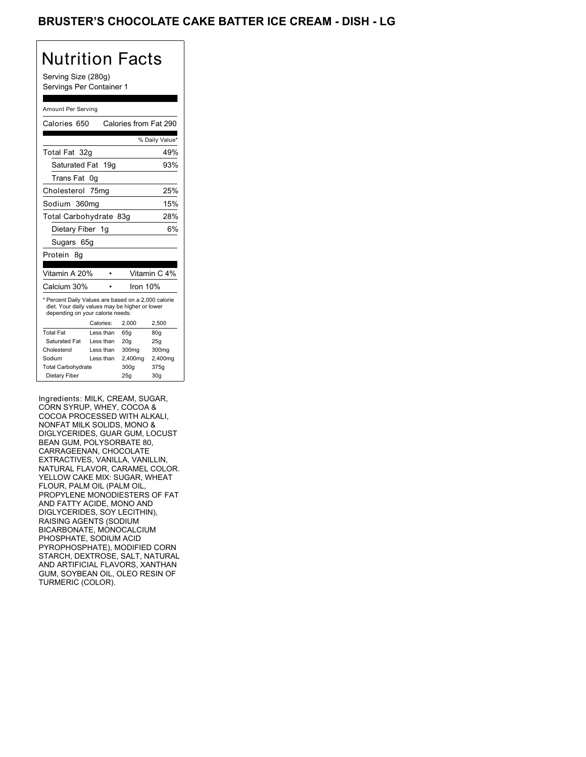# BRUSTER'S CHOCOLATE CAKE BATTER ICE CREAM - DISH - LG

## Nutrition Facts

Serving Size (280g)
Servings Per Container 1

Amount Per Serving

| Calories 650 | Calories from Fat 290 |
|---|---|
| | % Daily Value* |
| Total Fat 32g | 49% |
| Saturated Fat 19g | 93% |
| Trans Fat 0g | |
| Cholesterol 75mg | 25% |
| Sodium 360mg | 15% |
| Total Carbohydrate 83g | 28% |
| Dietary Fiber 1g | 6% |
| Sugars 65g | |
| Protein 8g | |

| Vitamin A 20% | • | Vitamin C 4% |
|---|---|---|
| Calcium 30% | • | Iron 10% |

* Percent Daily Values are based on a 2,000 calorie diet. Your daily values may be higher or lower depending on your calorie needs:

| | Calories: | 2,000 | 2,500 |
|---|---|---|---|
| Total Fat | Less than | 65g | 80g |
| Saturated Fat | Less than | 20g | 25g |
| Cholesterol | Less than | 300mg | 300mg |
| Sodium | Less than | 2,400mg | 2,400mg |
| Total Carbohydrate | | 300g | 375g |
| Dietary Fiber | | 25g | 30g |

Ingredients: MILK, CREAM, SUGAR, CORN SYRUP, WHEY, COCOA & COCOA PROCESSED WITH ALKALI, NONFAT MILK SOLIDS, MONO & DIGLYCERIDES, GUAR GUM, LOCUST BEAN GUM, POLYSORBATE 80, CARRAGEENAN, CHOCOLATE EXTRACTIVES, VANILLA, VANILLIN, NATURAL FLAVOR, CARAMEL COLOR. YELLOW CAKE MIX: SUGAR, WHEAT FLOUR, PALM OIL (PALM OIL, PROPYLENE MONODIESTERS OF FAT AND FATTY ACIDE, MONO AND DIGLYCERIDES, SOY LECITHIN), RAISING AGENTS (SODIUM BICARBONATE, MONOCALCIUM PHOSPHATE, SODIUM ACID PYROPHOSPHATE), MODIFIED CORN STARCH, DEXTROSE, SALT, NATURAL AND ARTIFICIAL FLAVORS, XANTHAN GUM, SOYBEAN OIL, OLEO RESIN OF TURMERIC (COLOR).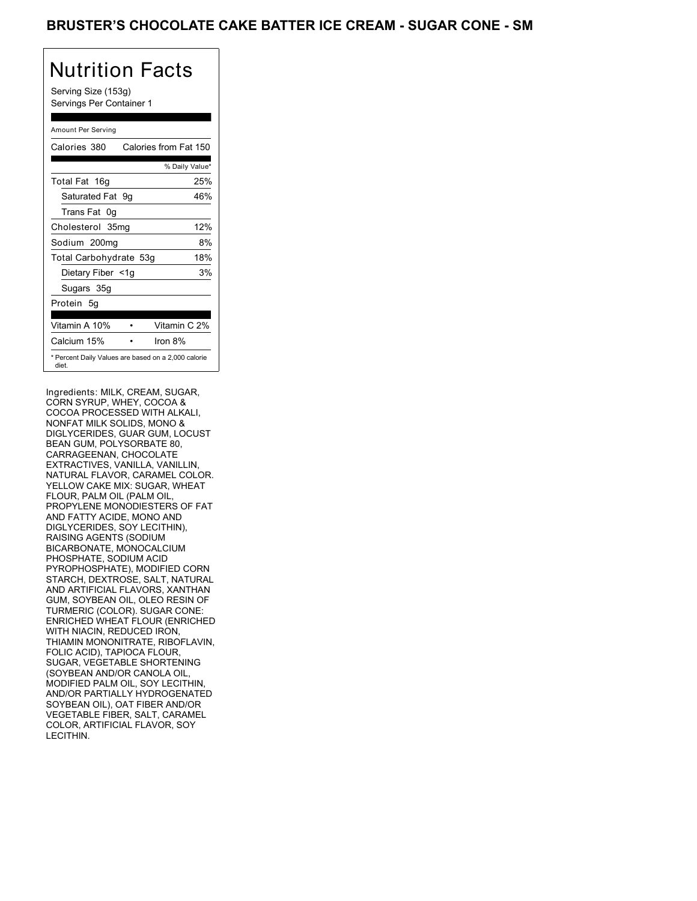# BRUSTER'S CHOCOLATE CAKE BATTER ICE CREAM - SUGAR CONE - SM

## Nutrition Facts

Serving Size (153g)
Servings Per Container 1

Amount Per Serving

| | |
|---|---|
| Calories 380 | Calories from Fat 150 |
| | % Daily Value* |
| Total Fat 16g | 25% |
| Saturated Fat 9g | 46% |
| Trans Fat 0g | |
| Cholesterol 35mg | 12% |
| Sodium 200mg | 8% |
| Total Carbohydrate 53g | 18% |
| Dietary Fiber <1g | 3% |
| Sugars 35g | |
| Protein 5g | |
| Vitamin A 10% • | Vitamin C 2% |
| Calcium 15% • | Iron 8% |

* Percent Daily Values are based on a 2,000 calorie diet.

Ingredients: MILK, CREAM, SUGAR, CORN SYRUP, WHEY, COCOA & COCOA PROCESSED WITH ALKALI, NONFAT MILK SOLIDS, MONO & DIGLYCERIDES, GUAR GUM, LOCUST BEAN GUM, POLYSORBATE 80, CARRAGEENAN, CHOCOLATE EXTRACTIVES, VANILLA, VANILLIN, NATURAL FLAVOR, CARAMEL COLOR. YELLOW CAKE MIX: SUGAR, WHEAT FLOUR, PALM OIL (PALM OIL, PROPYLENE MONODIESTERS OF FAT AND FATTY ACIDE, MONO AND DIGLYCERIDES, SOY LECITHIN), RAISING AGENTS (SODIUM BICARBONATE, MONOCALCIUM PHOSPHATE, SODIUM ACID PYROPHOSPHATE), MODIFIED CORN STARCH, DEXTROSE, SALT, NATURAL AND ARTIFICIAL FLAVORS, XANTHAN GUM, SOYBEAN OIL, OLEO RESIN OF TURMERIC (COLOR). SUGAR CONE: ENRICHED WHEAT FLOUR (ENRICHED WITH NIACIN, REDUCED IRON, THIAMIN MONONITRATE, RIBOFLAVIN, FOLIC ACID), TAPIOCA FLOUR, SUGAR, VEGETABLE SHORTENING (SOYBEAN AND/OR CANOLA OIL, MODIFIED PALM OIL, SOY LECITHIN, AND/OR PARTIALLY HYDROGENATED SOYBEAN OIL), OAT FIBER AND/OR VEGETABLE FIBER, SALT, CARAMEL COLOR, ARTIFICIAL FLAVOR, SOY LECITHIN.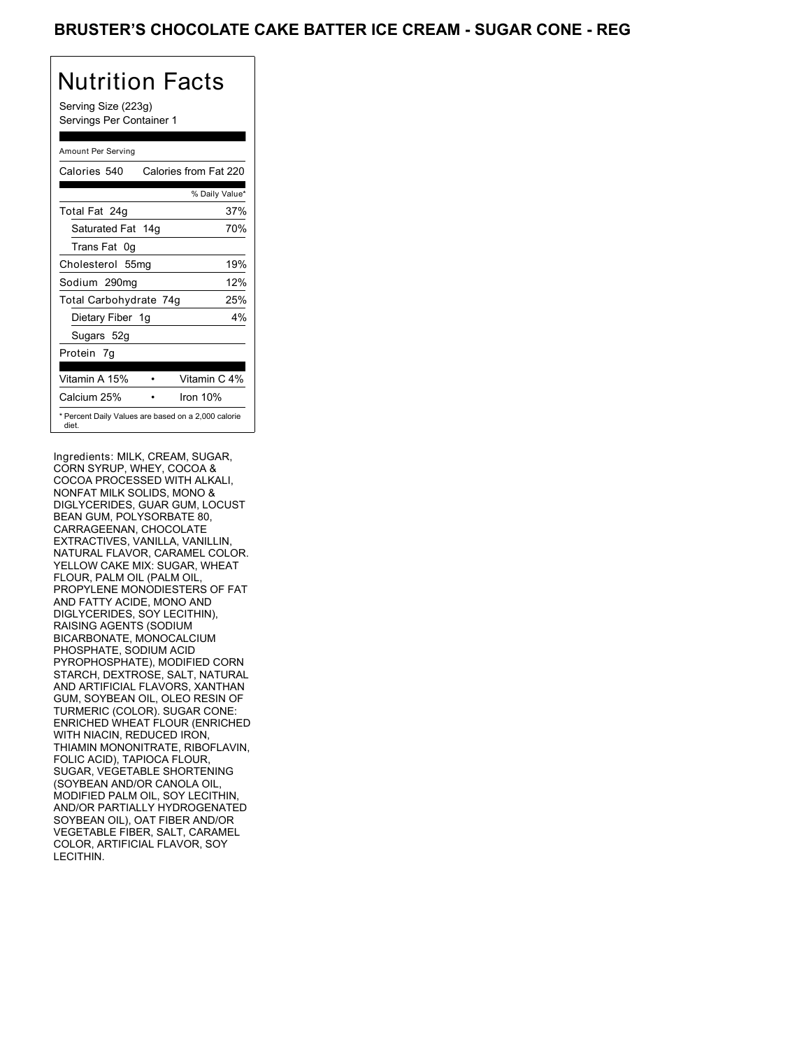# BRUSTER'S CHOCOLATE CAKE BATTER ICE CREAM - SUGAR CONE - REG

## Nutrition Facts

Serving Size (223g)
Servings Per Container 1

Amount Per Serving

| Calories 540 | Calories from Fat 220 |
|---|---|
| | % Daily Value* |
| Total Fat 24g | 37% |
| Saturated Fat 14g | 70% |
| Trans Fat 0g | |
| Cholesterol 55mg | 19% |
| Sodium 290mg | 12% |
| Total Carbohydrate 74g | 25% |
| Dietary Fiber 1g | 4% |
| Sugars 52g | |
| Protein 7g | |

| Vitamin A 15% | • | Vitamin C 4% |
|---|---|---|
| Calcium 25% | • | Iron 10% |

* Percent Daily Values are based on a 2,000 calorie diet.

Ingredients: MILK, CREAM, SUGAR, CORN SYRUP, WHEY, COCOA & COCOA PROCESSED WITH ALKALI, NONFAT MILK SOLIDS, MONO & DIGLYCERIDES, GUAR GUM, LOCUST BEAN GUM, POLYSORBATE 80, CARRAGEENAN, CHOCOLATE EXTRACTIVES, VANILLA, VANILLIN, NATURAL FLAVOR, CARAMEL COLOR. YELLOW CAKE MIX: SUGAR, WHEAT FLOUR, PALM OIL (PALM OIL, PROPYLENE MONODIESTERS OF FAT AND FATTY ACIDE, MONO AND DIGLYCERIDES, SOY LECITHIN), RAISING AGENTS (SODIUM BICARBONATE, MONOCALCIUM PHOSPHATE, SODIUM ACID PYROPHOSPHATE), MODIFIED CORN STARCH, DEXTROSE, SALT, NATURAL AND ARTIFICIAL FLAVORS, XANTHAN GUM, SOYBEAN OIL, OLEO RESIN OF TURMERIC (COLOR). SUGAR CONE: ENRICHED WHEAT FLOUR (ENRICHED WITH NIACIN, REDUCED IRON, THIAMIN MONONITRATE, RIBOFLAVIN, FOLIC ACID), TAPIOCA FLOUR, SUGAR, VEGETABLE SHORTENING (SOYBEAN AND/OR CANOLA OIL, MODIFIED PALM OIL, SOY LECITHIN, AND/OR PARTIALLY HYDROGENATED SOYBEAN OIL), OAT FIBER AND/OR VEGETABLE FIBER, SALT, CARAMEL COLOR, ARTIFICIAL FLAVOR, SOY LECITHIN.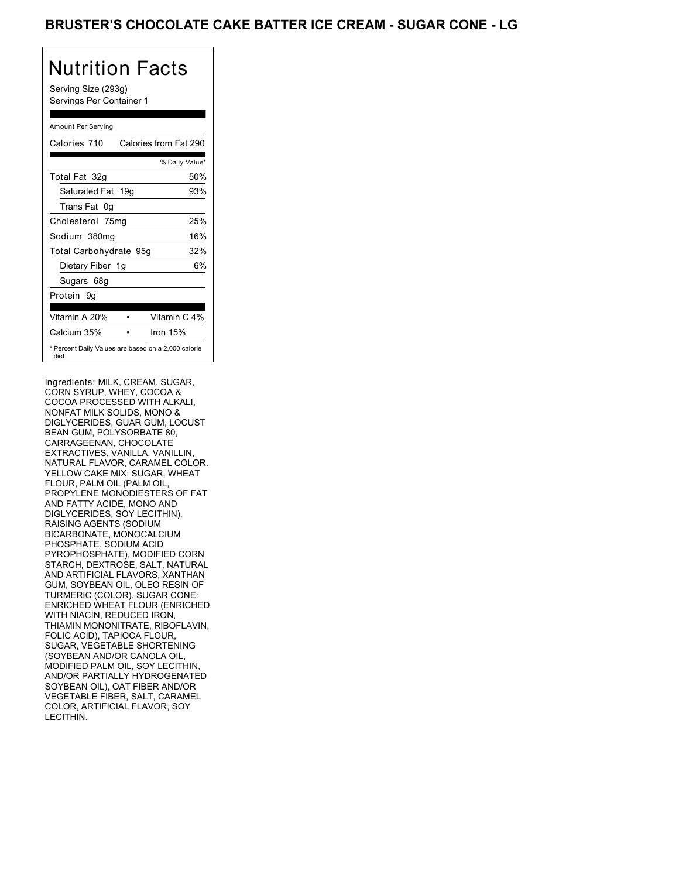# BRUSTER'S CHOCOLATE CAKE BATTER ICE CREAM - SUGAR CONE - LG

## Nutrition Facts

Serving Size (293g)
Servings Per Container 1

Amount Per Serving

| Calories 710 | Calories from Fat 290 |
|---|---|
| | % Daily Value* |
| Total Fat 32g | 50% |
| Saturated Fat 19g | 93% |
| Trans Fat 0g | |
| Cholesterol 75mg | 25% |
| Sodium 380mg | 16% |
| Total Carbohydrate 95g | 32% |
| Dietary Fiber 1g | 6% |
| Sugars 68g | |
| Protein 9g | |
| Vitamin A 20% | Vitamin C 4% |
| Calcium 35% | Iron 15% |

\* Percent Daily Values are based on a 2,000 calorie diet.

Ingredients: MILK, CREAM, SUGAR, CORN SYRUP, WHEY, COCOA & COCOA PROCESSED WITH ALKALI, NONFAT MILK SOLIDS, MONO & DIGLYCERIDES, GUAR GUM, LOCUST BEAN GUM, POLYSORBATE 80, CARRAGEENAN, CHOCOLATE EXTRACTIVES, VANILLA, VANILLIN, NATURAL FLAVOR, CARAMEL COLOR. YELLOW CAKE MIX: SUGAR, WHEAT FLOUR, PALM OIL (PALM OIL, PROPYLENE MONODIESTERS OF FAT AND FATTY ACIDE, MONO AND DIGLYCERIDES, SOY LECITHIN), RAISING AGENTS (SODIUM BICARBONATE, MONOCALCIUM PHOSPHATE, SODIUM ACID PYROPHOSPHATE), MODIFIED CORN STARCH, DEXTROSE, SALT, NATURAL AND ARTIFICIAL FLAVORS, XANTHAN GUM, SOYBEAN OIL, OLEO RESIN OF TURMERIC (COLOR). SUGAR CONE: ENRICHED WHEAT FLOUR (ENRICHED WITH NIACIN, REDUCED IRON, THIAMIN MONONITRATE, RIBOFLAVIN, FOLIC ACID), TAPIOCA FLOUR, SUGAR, VEGETABLE SHORTENING (SOYBEAN AND/OR CANOLA OIL, MODIFIED PALM OIL, SOY LECITHIN, AND/OR PARTIALLY HYDROGENATED SOYBEAN OIL), OAT FIBER AND/OR VEGETABLE FIBER, SALT, CARAMEL COLOR, ARTIFICIAL FLAVOR, SOY LECITHIN.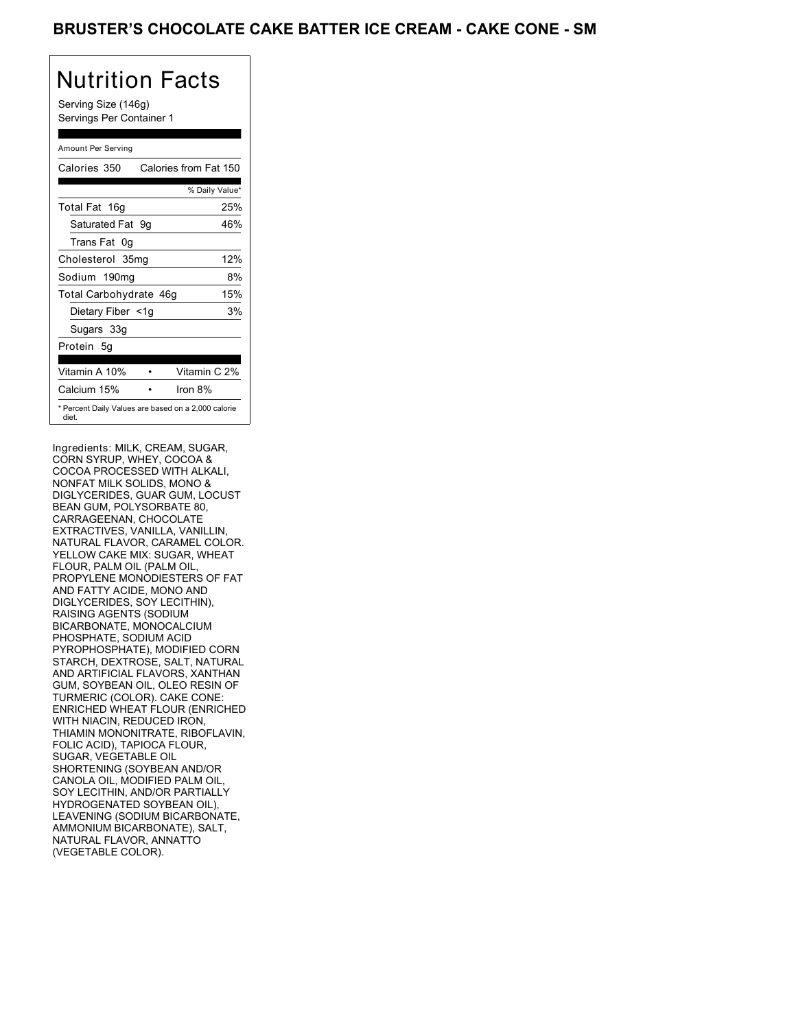# BRUSTER'S CHOCOLATE CAKE BATTER ICE CREAM - CAKE CONE - SM

## Nutrition Facts

Serving Size (146g)
Servings Per Container 1

Amount Per Serving

| Calories 350 | Calories from Fat 150 |
|---|---|
| | % Daily Value* |
| Total Fat 16g | 25% |
| Saturated Fat 9g | 46% |
| Trans Fat 0g | |
| Cholesterol 35mg | 12% |
| Sodium 190mg | 8% |
| Total Carbohydrate 46g | 15% |
| Dietary Fiber <1g | 3% |
| Sugars 33g | |
| Protein 5g | |

| Vitamin A 10% | • | Vitamin C 2% |
|---|---|---|
| Calcium 15% | • | Iron 8% |

* Percent Daily Values are based on a 2,000 calorie diet.

Ingredients: MILK, CREAM, SUGAR, CORN SYRUP, WHEY, COCOA & COCOA PROCESSED WITH ALKALI, NONFAT MILK SOLIDS, MONO & DIGLYCERIDES, GUAR GUM, LOCUST BEAN GUM, POLYSORBATE 80, CARRAGEENAN, CHOCOLATE EXTRACTIVES, VANILLA, VANILLIN, NATURAL FLAVOR, CARAMEL COLOR. YELLOW CAKE MIX: SUGAR, WHEAT FLOUR, PALM OIL (PALM OIL, PROPYLENE MONODIESTERS OF FAT AND FATTY ACIDE, MONO AND DIGLYCERIDES, SOY LECITHIN), RAISING AGENTS (SODIUM BICARBONATE, MONOCALCIUM PHOSPHATE, SODIUM ACID PYROPHOSPHATE), MODIFIED CORN STARCH, DEXTROSE, SALT, NATURAL AND ARTIFICIAL FLAVORS, XANTHAN GUM, SOYBEAN OIL, OLEO RESIN OF TURMERIC (COLOR). CAKE CONE: ENRICHED WHEAT FLOUR (ENRICHED WITH NIACIN, REDUCED IRON, THIAMIN MONONITRATE, RIBOFLAVIN, FOLIC ACID), TAPIOCA FLOUR, SUGAR, VEGETABLE OIL SHORTENING (SOYBEAN AND/OR CANOLA OIL, MODIFIED PALM OIL, SOY LECITHIN, AND/OR PARTIALLY HYDROGENATED SOYBEAN OIL), LEAVENING (SODIUM BICARBONATE, AMMONIUM BICARBONATE), SALT, NATURAL FLAVOR, ANNATTO (VEGETABLE COLOR).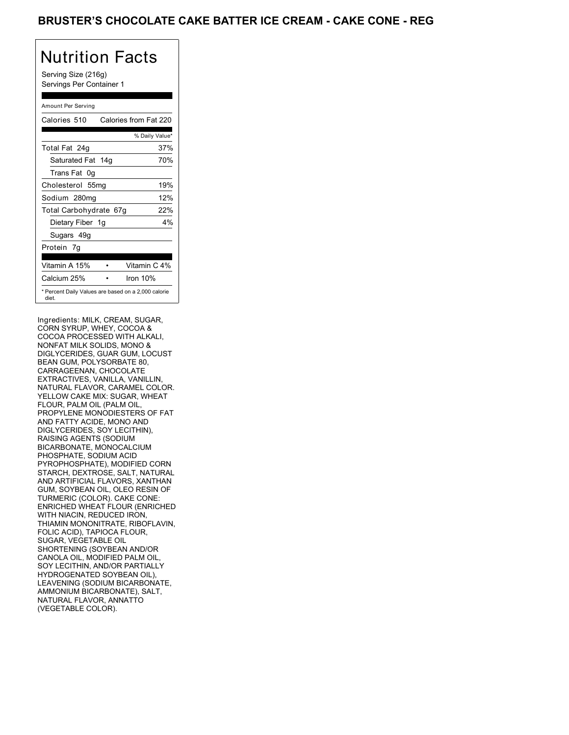# BRUSTER'S CHOCOLATE CAKE BATTER ICE CREAM - CAKE CONE - REG

## Nutrition Facts

Serving Size (216g)
Servings Per Container 1

Amount Per Serving

| Calories 510 | Calories from Fat 220 |
|---|---|
| | % Daily Value* |
| Total Fat 24g | 37% |
| Saturated Fat 14g | 70% |
| Trans Fat 0g | |
| Cholesterol 55mg | 19% |
| Sodium 280mg | 12% |
| Total Carbohydrate 67g | 22% |
| Dietary Fiber 1g | 4% |
| Sugars 49g | |
| Protein 7g | |

| Vitamin A 15% | Vitamin C 4% |
|---|---|
| Calcium 25% | Iron 10% |

* Percent Daily Values are based on a 2,000 calorie diet.

Ingredients: MILK, CREAM, SUGAR, CORN SYRUP, WHEY, COCOA & COCOA PROCESSED WITH ALKALI, NONFAT MILK SOLIDS, MONO & DIGLYCERIDES, GUAR GUM, LOCUST BEAN GUM, POLYSORBATE 80, CARRAGEENAN, CHOCOLATE EXTRACTIVES, VANILLA, VANILLIN, NATURAL FLAVOR, CARAMEL COLOR. YELLOW CAKE MIX: SUGAR, WHEAT FLOUR, PALM OIL (PALM OIL, PROPYLENE MONODIESTERS OF FAT AND FATTY ACIDE, MONO AND DIGLYCERIDES, SOY LECITHIN), RAISING AGENTS (SODIUM BICARBONATE, MONOCALCIUM PHOSPHATE, SODIUM ACID PYROPHOSPHATE), MODIFIED CORN STARCH, DEXTROSE, SALT, NATURAL AND ARTIFICIAL FLAVORS, XANTHAN GUM, SOYBEAN OIL, OLEO RESIN OF TURMERIC (COLOR). CAKE CONE: ENRICHED WHEAT FLOUR (ENRICHED WITH NIACIN, REDUCED IRON, THIAMIN MONONITRATE, RIBOFLAVIN, FOLIC ACID), TAPIOCA FLOUR, SUGAR, VEGETABLE OIL SHORTENING (SOYBEAN AND/OR CANOLA OIL, MODIFIED PALM OIL, SOY LECITHIN, AND/OR PARTIALLY HYDROGENATED SOYBEAN OIL), LEAVENING (SODIUM BICARBONATE, AMMONIUM BICARBONATE), SALT, NATURAL FLAVOR, ANNATTO (VEGETABLE COLOR).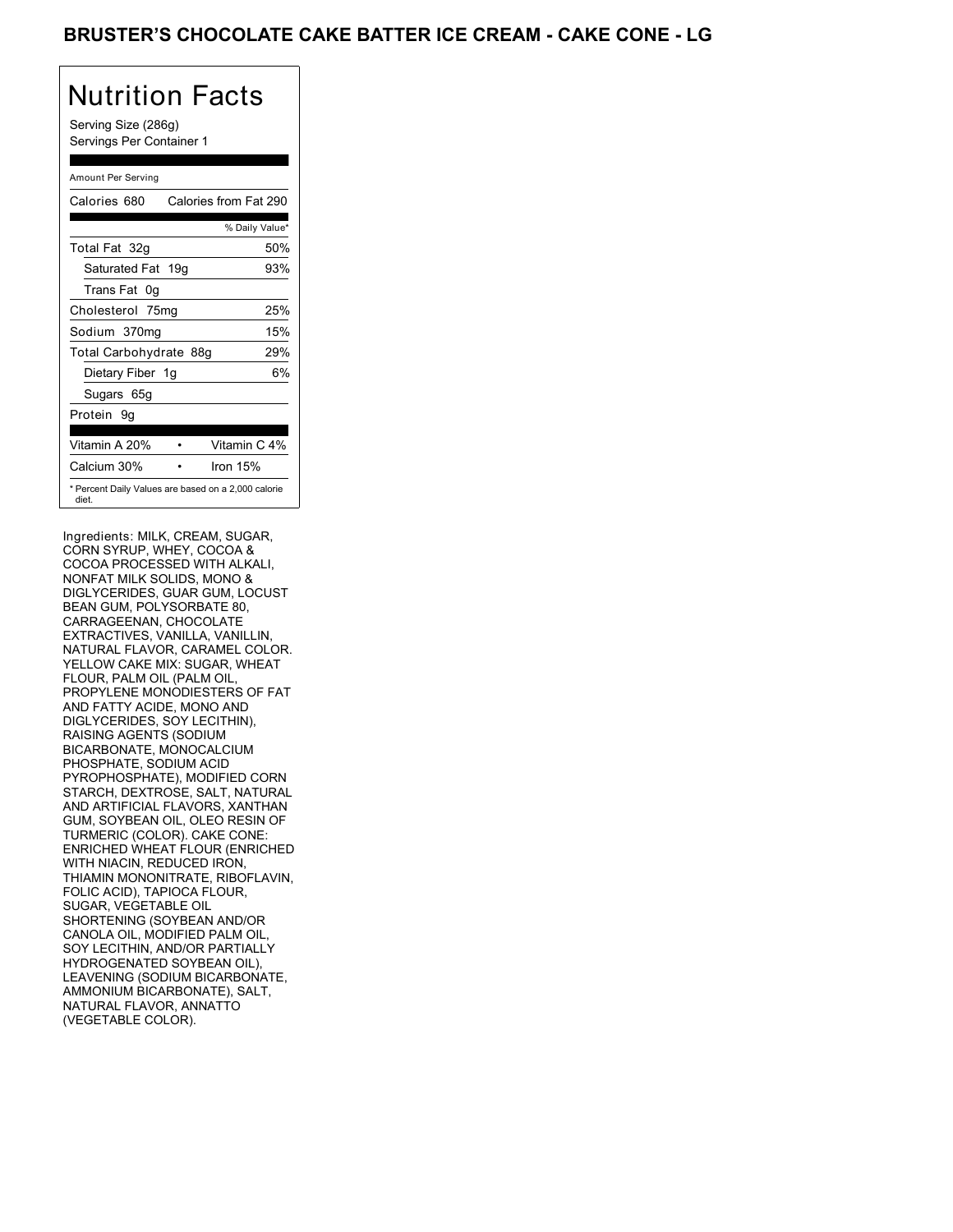# BRUSTER'S CHOCOLATE CAKE BATTER ICE CREAM - CAKE CONE - LG

## Nutrition Facts

Serving Size (286g)
Servings Per Container 1

Amount Per Serving

| Calories 680 | Calories from Fat 290 |
|---|---|
| | % Daily Value* |
| Total Fat 32g | 50% |
| Saturated Fat 19g | 93% |
| Trans Fat 0g | |
| Cholesterol 75mg | 25% |
| Sodium 370mg | 15% |
| Total Carbohydrate 88g | 29% |
| Dietary Fiber 1g | 6% |
| Sugars 65g | |
| Protein 9g | |

| Vitamin A 20% | Vitamin C 4% |
|---|---|
| Calcium 30% | Iron 15% |

* Percent Daily Values are based on a 2,000 calorie diet.

Ingredients: MILK, CREAM, SUGAR, CORN SYRUP, WHEY, COCOA & COCOA PROCESSED WITH ALKALI, NONFAT MILK SOLIDS, MONO & DIGLYCERIDES, GUAR GUM, LOCUST BEAN GUM, POLYSORBATE 80, CARRAGEENAN, CHOCOLATE EXTRACTIVES, VANILLA, VANILLIN, NATURAL FLAVOR, CARAMEL COLOR. YELLOW CAKE MIX: SUGAR, WHEAT FLOUR, PALM OIL (PALM OIL, PROPYLENE MONODIESTERS OF FAT AND FATTY ACIDE, MONO AND DIGLYCERIDES, SOY LECITHIN), RAISING AGENTS (SODIUM BICARBONATE, MONOCALCIUM PHOSPHATE, SODIUM ACID PYROPHOSPHATE), MODIFIED CORN STARCH, DEXTROSE, SALT, NATURAL AND ARTIFICIAL FLAVORS, XANTHAN GUM, SOYBEAN OIL, OLEO RESIN OF TURMERIC (COLOR). CAKE CONE: ENRICHED WHEAT FLOUR (ENRICHED WITH NIACIN, REDUCED IRON, THIAMIN MONONITRATE, RIBOFLAVIN, FOLIC ACID), TAPIOCA FLOUR, SUGAR, VEGETABLE OIL SHORTENING (SOYBEAN AND/OR CANOLA OIL, MODIFIED PALM OIL, SOY LECITHIN, AND/OR PARTIALLY HYDROGENATED SOYBEAN OIL), LEAVENING (SODIUM BICARBONATE, AMMONIUM BICARBONATE), SALT, NATURAL FLAVOR, ANNATTO (VEGETABLE COLOR).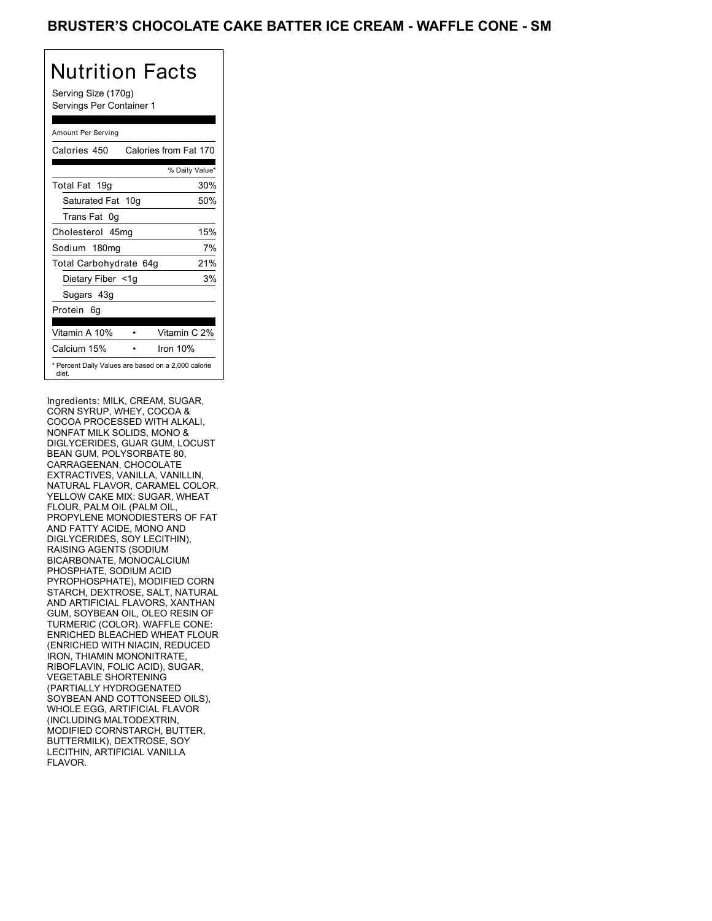# BRUSTER'S CHOCOLATE CAKE BATTER ICE CREAM - WAFFLE CONE - SM

## Nutrition Facts

Serving Size (170g)
Servings Per Container 1

Amount Per Serving

| Calories 450 | Calories from Fat 170 |
|---|---|
| | % Daily Value* |
| Total Fat 19g | 30% |
| Saturated Fat 10g | 50% |
| Trans Fat 0g | |
| Cholesterol 45mg | 15% |
| Sodium 180mg | 7% |
| Total Carbohydrate 64g | 21% |
| Dietary Fiber <1g | 3% |
| Sugars 43g | |
| Protein 6g | |

| Vitamin A 10% | Vitamin C 2% |
|---|---|
| Calcium 15% | Iron 10% |

* Percent Daily Values are based on a 2,000 calorie diet.

Ingredients: MILK, CREAM, SUGAR, CORN SYRUP, WHEY, COCOA & COCOA PROCESSED WITH ALKALI, NONFAT MILK SOLIDS, MONO & DIGLYCERIDES, GUAR GUM, LOCUST BEAN GUM, POLYSORBATE 80, CARRAGEENAN, CHOCOLATE EXTRACTIVES, VANILLA, VANILLIN, NATURAL FLAVOR, CARAMEL COLOR. YELLOW CAKE MIX: SUGAR, WHEAT FLOUR, PALM OIL (PALM OIL, PROPYLENE MONODIESTERS OF FAT AND FATTY ACIDE, MONO AND DIGLYCERIDES, SOY LECITHIN), RAISING AGENTS (SODIUM BICARBONATE, MONOCALCIUM PHOSPHATE, SODIUM ACID PYROPHOSPHATE), MODIFIED CORN STARCH, DEXTROSE, SALT, NATURAL AND ARTIFICIAL FLAVORS, XANTHAN GUM, SOYBEAN OIL, OLEO RESIN OF TURMERIC (COLOR). WAFFLE CONE: ENRICHED BLEACHED WHEAT FLOUR (ENRICHED WITH NIACIN, REDUCED IRON, THIAMIN MONONITRATE, RIBOFLAVIN, FOLIC ACID), SUGAR, VEGETABLE SHORTENING (PARTIALLY HYDROGENATED SOYBEAN AND COTTONSEED OILS), WHOLE EGG, ARTIFICIAL FLAVOR (INCLUDING MALTODEXTRIN, MODIFIED CORNSTARCH, BUTTER, BUTTERMILK), DEXTROSE, SOY LECITHIN, ARTIFICIAL VANILLA FLAVOR.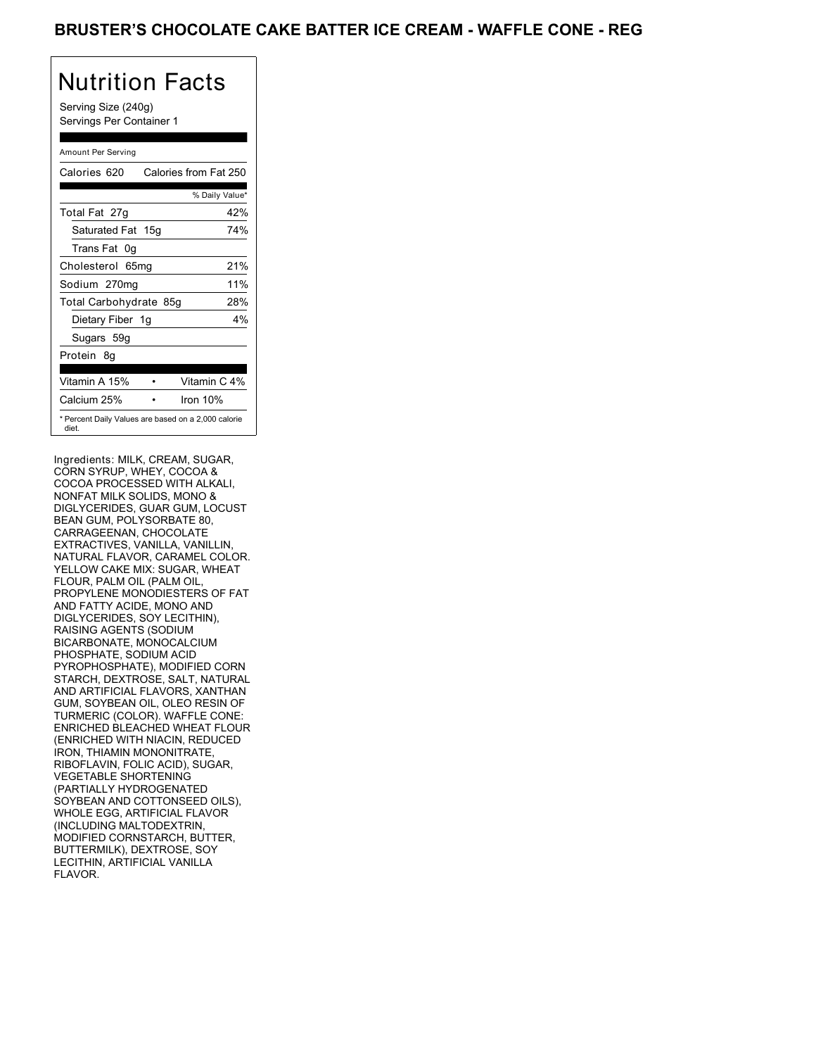# BRUSTER'S CHOCOLATE CAKE BATTER ICE CREAM - WAFFLE CONE - REG

## Nutrition Facts

Serving Size (240g)
Servings Per Container 1

Amount Per Serving

| Calories 620 | Calories from Fat 250 |
|---|---|
| | % Daily Value* |
| Total Fat 27g | 42% |
| Saturated Fat 15g | 74% |
| Trans Fat 0g | |
| Cholesterol 65mg | 21% |
| Sodium 270mg | 11% |
| Total Carbohydrate 85g | 28% |
| Dietary Fiber 1g | 4% |
| Sugars 59g | |
| Protein 8g | |

| Vitamin A 15% | • | Vitamin C 4% |
|---|---|---|
| Calcium 25% | • | Iron 10% |

* Percent Daily Values are based on a 2,000 calorie diet.

Ingredients: MILK, CREAM, SUGAR, CORN SYRUP, WHEY, COCOA & COCOA PROCESSED WITH ALKALI, NONFAT MILK SOLIDS, MONO & DIGLYCERIDES, GUAR GUM, LOCUST BEAN GUM, POLYSORBATE 80, CARRAGEENAN, CHOCOLATE EXTRACTIVES, VANILLA, VANILLIN, NATURAL FLAVOR, CARAMEL COLOR. YELLOW CAKE MIX: SUGAR, WHEAT FLOUR, PALM OIL (PALM OIL, PROPYLENE MONODIESTERS OF FAT AND FATTY ACIDE, MONO AND DIGLYCERIDES, SOY LECITHIN), RAISING AGENTS (SODIUM BICARBONATE, MONOCALCIUM PHOSPHATE, SODIUM ACID PYROPHOSPHATE), MODIFIED CORN STARCH, DEXTROSE, SALT, NATURAL AND ARTIFICIAL FLAVORS, XANTHAN GUM, SOYBEAN OIL, OLEO RESIN OF TURMERIC (COLOR). WAFFLE CONE: ENRICHED BLEACHED WHEAT FLOUR (ENRICHED WITH NIACIN, REDUCED IRON, THIAMIN MONONITRATE, RIBOFLAVIN, FOLIC ACID), SUGAR, VEGETABLE SHORTENING (PARTIALLY HYDROGENATED SOYBEAN AND COTTONSEED OILS), WHOLE EGG, ARTIFICIAL FLAVOR (INCLUDING MALTODEXTRIN, MODIFIED CORNSTARCH, BUTTER, BUTTERMILK), DEXTROSE, SOY LECITHIN, ARTIFICIAL VANILLA FLAVOR.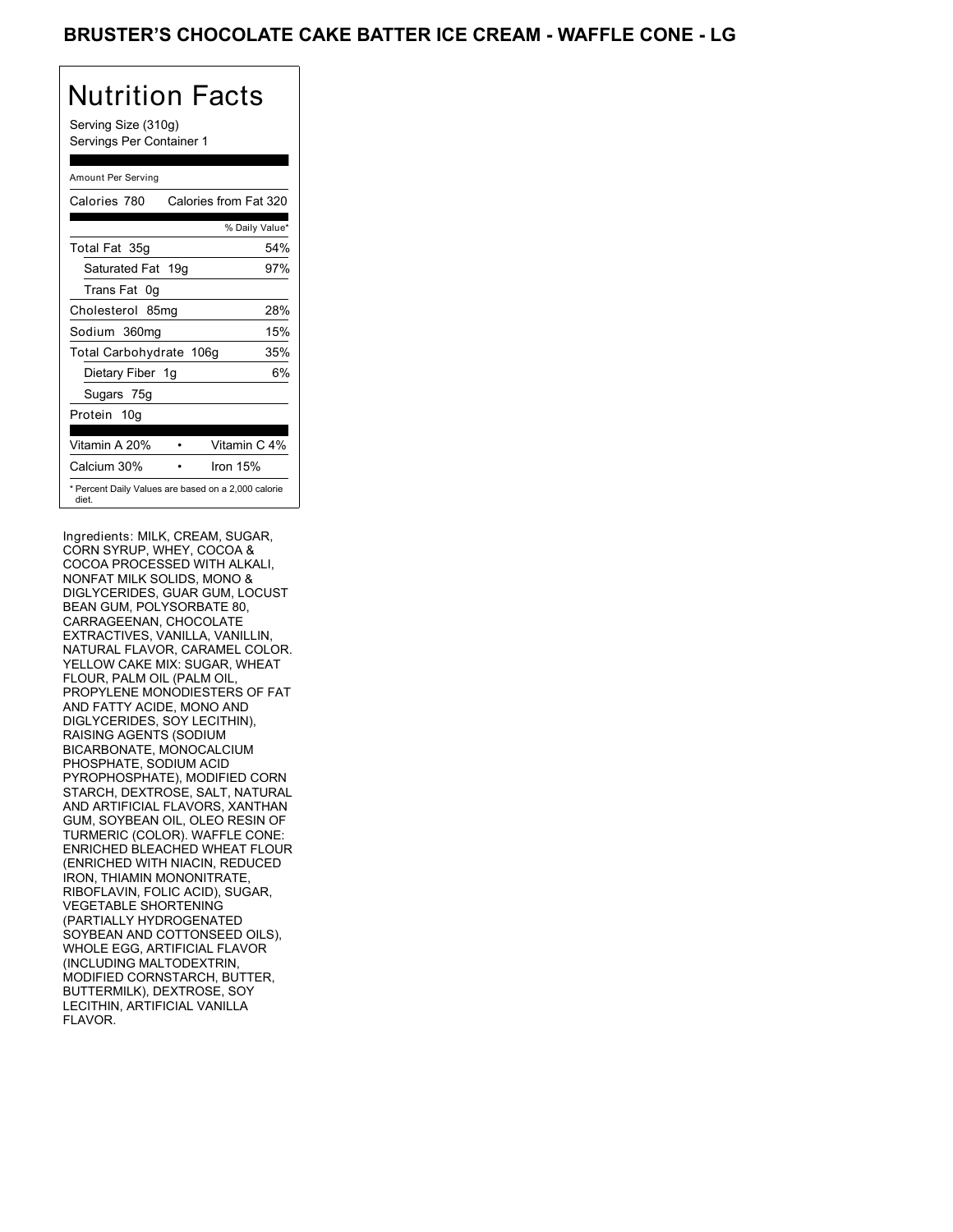# BRUSTER'S CHOCOLATE CAKE BATTER ICE CREAM - WAFFLE CONE - LG

## Nutrition Facts

Serving Size (310g)
Servings Per Container 1

Amount Per Serving

| | |
|---|---|
| Calories 780 | Calories from Fat 320 |
| | % Daily Value* |
| Total Fat 35g | 54% |
| Saturated Fat 19g | 97% |
| Trans Fat 0g | |
| Cholesterol 85mg | 28% |
| Sodium 360mg | 15% |
| Total Carbohydrate 106g | 35% |
| Dietary Fiber 1g | 6% |
| Sugars 75g | |
| Protein 10g | |
| Vitamin A 20% | Vitamin C 4% |
| Calcium 30% | Iron 15% |

* Percent Daily Values are based on a 2,000 calorie diet.

Ingredients: MILK, CREAM, SUGAR, CORN SYRUP, WHEY, COCOA & COCOA PROCESSED WITH ALKALI, NONFAT MILK SOLIDS, MONO & DIGLYCERIDES, GUAR GUM, LOCUST BEAN GUM, POLYSORBATE 80, CARRAGEENAN, CHOCOLATE EXTRACTIVES, VANILLA, VANILLIN, NATURAL FLAVOR, CARAMEL COLOR. YELLOW CAKE MIX: SUGAR, WHEAT FLOUR, PALM OIL (PALM OIL, PROPYLENE MONODIESTERS OF FAT AND FATTY ACIDE, MONO AND DIGLYCERIDES, SOY LECITHIN), RAISING AGENTS (SODIUM BICARBONATE, MONOCALCIUM PHOSPHATE, SODIUM ACID PYROPHOSPHATE), MODIFIED CORN STARCH, DEXTROSE, SALT, NATURAL AND ARTIFICIAL FLAVORS, XANTHAN GUM, SOYBEAN OIL, OLEO RESIN OF TURMERIC (COLOR). WAFFLE CONE: ENRICHED BLEACHED WHEAT FLOUR (ENRICHED WITH NIACIN, REDUCED IRON, THIAMIN MONONITRATE, RIBOFLAVIN, FOLIC ACID), SUGAR, VEGETABLE SHORTENING (PARTIALLY HYDROGENATED SOYBEAN AND COTTONSEED OILS), WHOLE EGG, ARTIFICIAL FLAVOR (INCLUDING MALTODEXTRIN, MODIFIED CORNSTARCH, BUTTER, BUTTERMILK), DEXTROSE, SOY LECITHIN, ARTIFICIAL VANILLA FLAVOR.